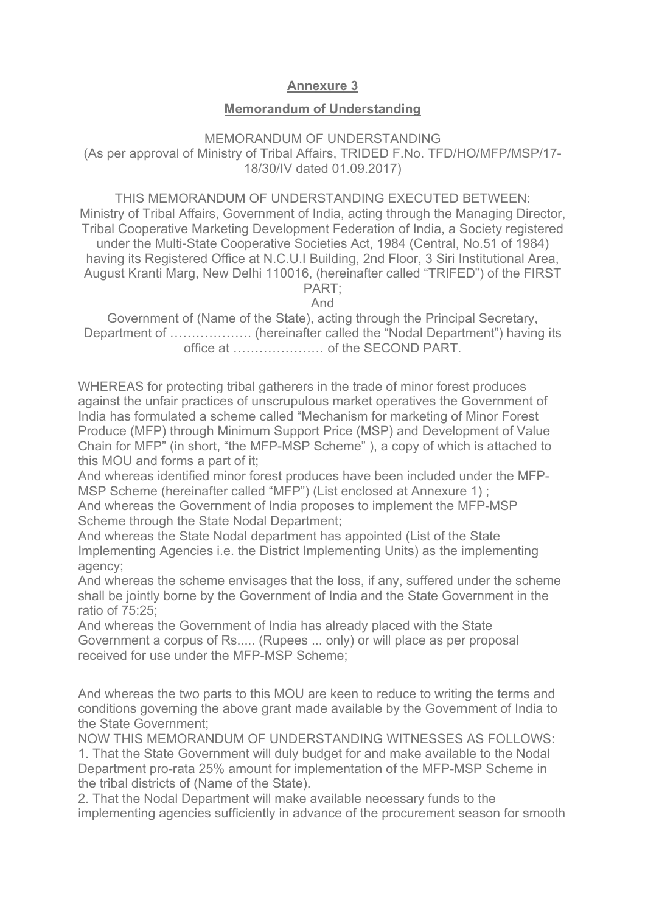## Annexure 3

## Memorandum of Understanding

MEMORANDUM OF UNDERSTANDING
(As per approval of Ministry of Tribal Affairs, TRIDED F.No. TFD/HO/MFP/MSP/17-18/30/IV dated 01.09.2017)

THIS MEMORANDUM OF UNDERSTANDING EXECUTED BETWEEN:
Ministry of Tribal Affairs, Government of India, acting through the Managing Director, Tribal Cooperative Marketing Development Federation of India, a Society registered under the Multi-State Cooperative Societies Act, 1984 (Central, No.51 of 1984) having its Registered Office at N.C.U.I Building, 2nd Floor, 3 Siri Institutional Area, August Kranti Marg, New Delhi 110016, (hereinafter called "TRIFED") of the FIRST PART;

And

Government of (Name of the State), acting through the Principal Secretary, Department of ………………. (hereinafter called the "Nodal Department") having its office at ………………… of the SECOND PART.

WHEREAS for protecting tribal gatherers in the trade of minor forest produces against the unfair practices of unscrupulous market operatives the Government of India has formulated a scheme called "Mechanism for marketing of Minor Forest Produce (MFP) through Minimum Support Price (MSP) and Development of Value Chain for MFP" (in short, "the MFP-MSP Scheme" ), a copy of which is attached to this MOU and forms a part of it;
And whereas identified minor forest produces have been included under the MFP-MSP Scheme (hereinafter called "MFP") (List enclosed at Annexure 1) ;
And whereas the Government of India proposes to implement the MFP-MSP Scheme through the State Nodal Department;
And whereas the State Nodal department has appointed (List of the State Implementing Agencies i.e. the District Implementing Units) as the implementing agency;
And whereas the scheme envisages that the loss, if any, suffered under the scheme shall be jointly borne by the Government of India and the State Government in the ratio of 75:25;
And whereas the Government of India has already placed with the State Government a corpus of Rs..... (Rupees ... only) or will place as per proposal received for use under the MFP-MSP Scheme;

And whereas the two parts to this MOU are keen to reduce to writing the terms and conditions governing the above grant made available by the Government of India to the State Government;
NOW THIS MEMORANDUM OF UNDERSTANDING WITNESSES AS FOLLOWS:
1. That the State Government will duly budget for and make available to the Nodal Department pro-rata 25% amount for implementation of the MFP-MSP Scheme in the tribal districts of (Name of the State).
2. That the Nodal Department will make available necessary funds to the implementing agencies sufficiently in advance of the procurement season for smooth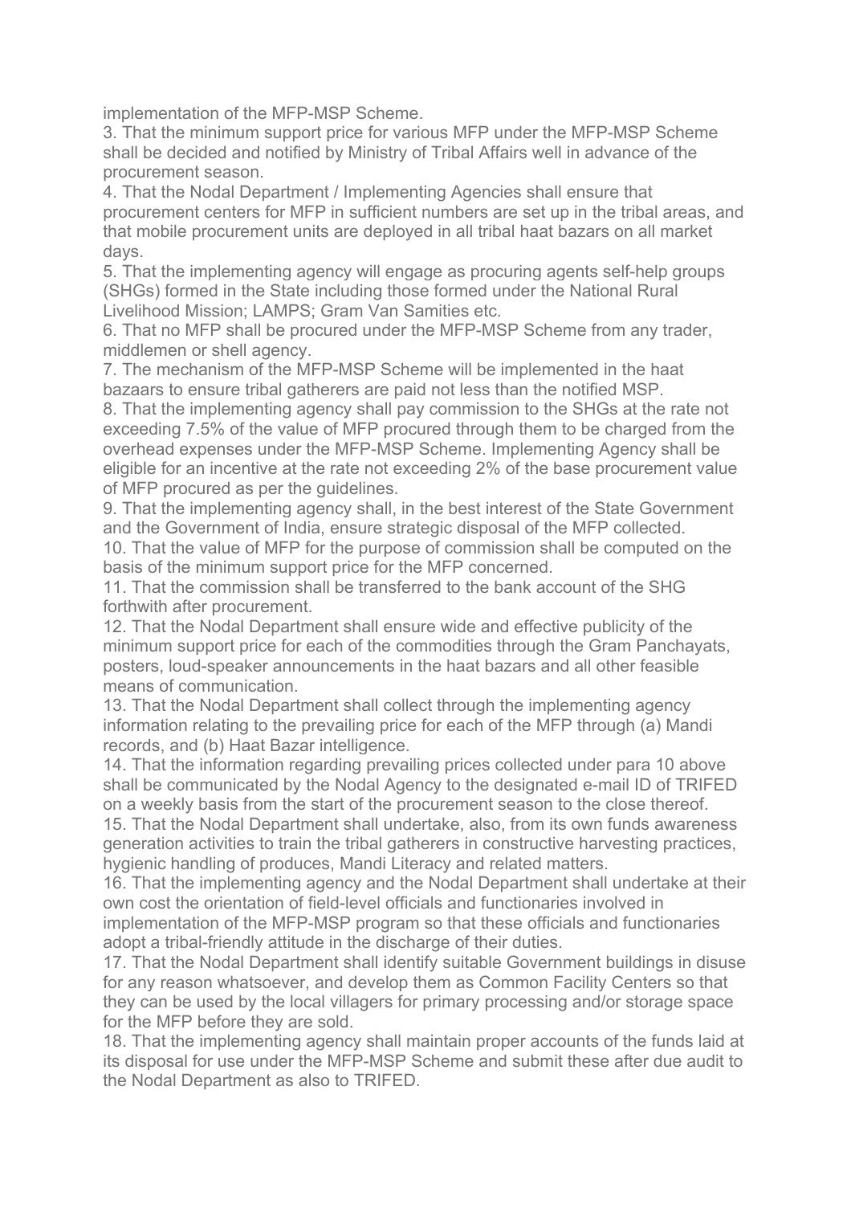implementation of the MFP-MSP Scheme.

3. That the minimum support price for various MFP under the MFP-MSP Scheme shall be decided and notified by Ministry of Tribal Affairs well in advance of the procurement season.
4. That the Nodal Department / Implementing Agencies shall ensure that procurement centers for MFP in sufficient numbers are set up in the tribal areas, and that mobile procurement units are deployed in all tribal haat bazars on all market days.
5. That the implementing agency will engage as procuring agents self-help groups (SHGs) formed in the State including those formed under the National Rural Livelihood Mission; LAMPS; Gram Van Samities etc.
6. That no MFP shall be procured under the MFP-MSP Scheme from any trader, middlemen or shell agency.
7. The mechanism of the MFP-MSP Scheme will be implemented in the haat bazaars to ensure tribal gatherers are paid not less than the notified MSP.
8. That the implementing agency shall pay commission to the SHGs at the rate not exceeding 7.5% of the value of MFP procured through them to be charged from the overhead expenses under the MFP-MSP Scheme. Implementing Agency shall be eligible for an incentive at the rate not exceeding 2% of the base procurement value of MFP procured as per the guidelines.
9. That the implementing agency shall, in the best interest of the State Government and the Government of India, ensure strategic disposal of the MFP collected.
10. That the value of MFP for the purpose of commission shall be computed on the basis of the minimum support price for the MFP concerned.
11. That the commission shall be transferred to the bank account of the SHG forthwith after procurement.
12. That the Nodal Department shall ensure wide and effective publicity of the minimum support price for each of the commodities through the Gram Panchayats, posters, loud-speaker announcements in the haat bazars and all other feasible means of communication.
13. That the Nodal Department shall collect through the implementing agency information relating to the prevailing price for each of the MFP through (a) Mandi records, and (b) Haat Bazar intelligence.
14. That the information regarding prevailing prices collected under para 10 above shall be communicated by the Nodal Agency to the designated e-mail ID of TRIFED on a weekly basis from the start of the procurement season to the close thereof.
15. That the Nodal Department shall undertake, also, from its own funds awareness generation activities to train the tribal gatherers in constructive harvesting practices, hygienic handling of produces, Mandi Literacy and related matters.
16. That the implementing agency and the Nodal Department shall undertake at their own cost the orientation of field-level officials and functionaries involved in implementation of the MFP-MSP program so that these officials and functionaries adopt a tribal-friendly attitude in the discharge of their duties.
17. That the Nodal Department shall identify suitable Government buildings in disuse for any reason whatsoever, and develop them as Common Facility Centers so that they can be used by the local villagers for primary processing and/or storage space for the MFP before they are sold.
18. That the implementing agency shall maintain proper accounts of the funds laid at its disposal for use under the MFP-MSP Scheme and submit these after due audit to the Nodal Department as also to TRIFED.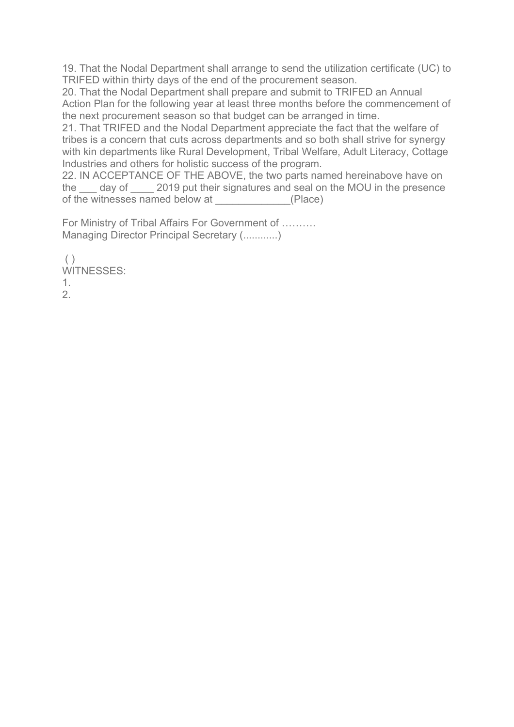19. That the Nodal Department shall arrange to send the utilization certificate (UC) to TRIFED within thirty days of the end of the procurement season.
20. That the Nodal Department shall prepare and submit to TRIFED an Annual Action Plan for the following year at least three months before the commencement of the next procurement season so that budget can be arranged in time.
21. That TRIFED and the Nodal Department appreciate the fact that the welfare of tribes is a concern that cuts across departments and so both shall strive for synergy with kin departments like Rural Development, Tribal Welfare, Adult Literacy, Cottage Industries and others for holistic success of the program.
22. IN ACCEPTANCE OF THE ABOVE, the two parts named hereinabove have on the ___ day of ____ 2019 put their signatures and seal on the MOU in the presence of the witnesses named below at _____________(Place)

For Ministry of Tribal Affairs For Government of ……….
Managing Director Principal Secretary (............)

( )
WITNESSES:
1.
2.